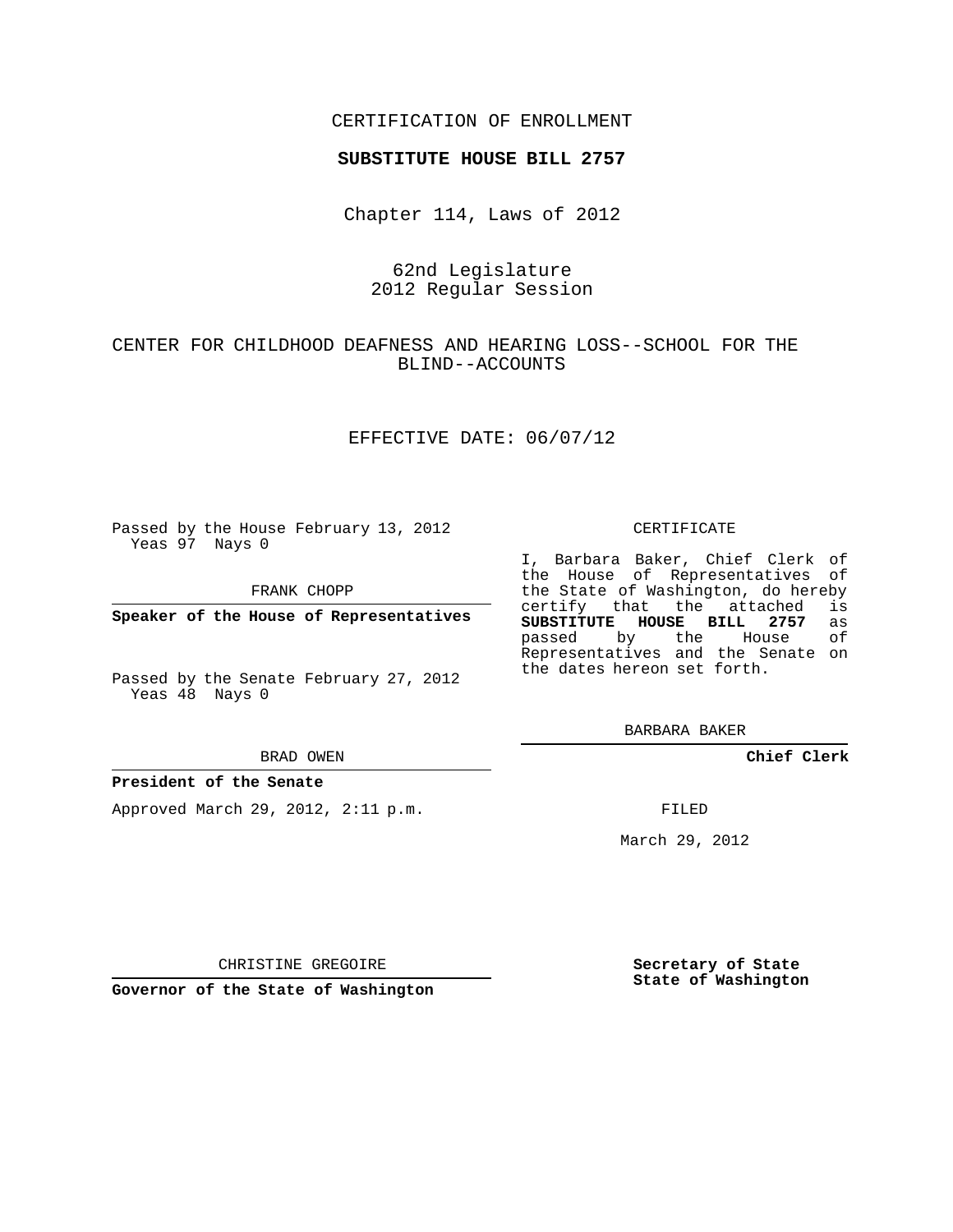CERTIFICATION OF ENROLLMENT

**SUBSTITUTE HOUSE BILL 2757**

Chapter 114, Laws of 2012

62nd Legislature
2012 Regular Session

CENTER FOR CHILDHOOD DEAFNESS AND HEARING LOSS--SCHOOL FOR THE BLIND--ACCOUNTS

EFFECTIVE DATE: 06/07/12

Passed by the House February 13, 2012
Yeas 97 Nays 0

FRANK CHOPP

**Speaker of the House of Representatives**

Passed by the Senate February 27, 2012
Yeas 48 Nays 0

BRAD OWEN

**President of the Senate**

Approved March 29, 2012, 2:11 p.m.

CHRISTINE GREGOIRE

**Governor of the State of Washington**

CERTIFICATE

I, Barbara Baker, Chief Clerk of the House of Representatives of the State of Washington, do hereby certify that the attached is **SUBSTITUTE HOUSE BILL 2757** as passed by the House of Representatives and the Senate on the dates hereon set forth.

BARBARA BAKER

**Chief Clerk**

FILED

March 29, 2012

**Secretary of State**
**State of Washington**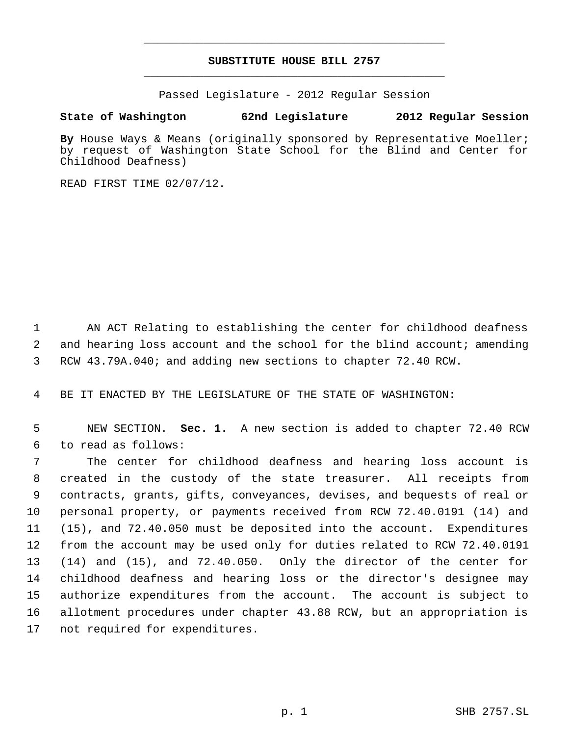# SUBSTITUTE HOUSE BILL 2757

Passed Legislature - 2012 Regular Session

**State of Washington 62nd Legislature 2012 Regular Session**

**By** House Ways & Means (originally sponsored by Representative Moeller; by request of Washington State School for the Blind and Center for Childhood Deafness)

READ FIRST TIME 02/07/12.

AN ACT Relating to establishing the center for childhood deafness and hearing loss account and the school for the blind account; amending RCW 43.79A.040; and adding new sections to chapter 72.40 RCW.

BE IT ENACTED BY THE LEGISLATURE OF THE STATE OF WASHINGTON:

NEW SECTION. **Sec. 1.** A new section is added to chapter 72.40 RCW to read as follows:

The center for childhood deafness and hearing loss account is created in the custody of the state treasurer. All receipts from contracts, grants, gifts, conveyances, devises, and bequests of real or personal property, or payments received from RCW 72.40.0191 (14) and (15), and 72.40.050 must be deposited into the account. Expenditures from the account may be used only for duties related to RCW 72.40.0191 (14) and (15), and 72.40.050. Only the director of the center for childhood deafness and hearing loss or the director's designee may authorize expenditures from the account. The account is subject to allotment procedures under chapter 43.88 RCW, but an appropriation is not required for expenditures.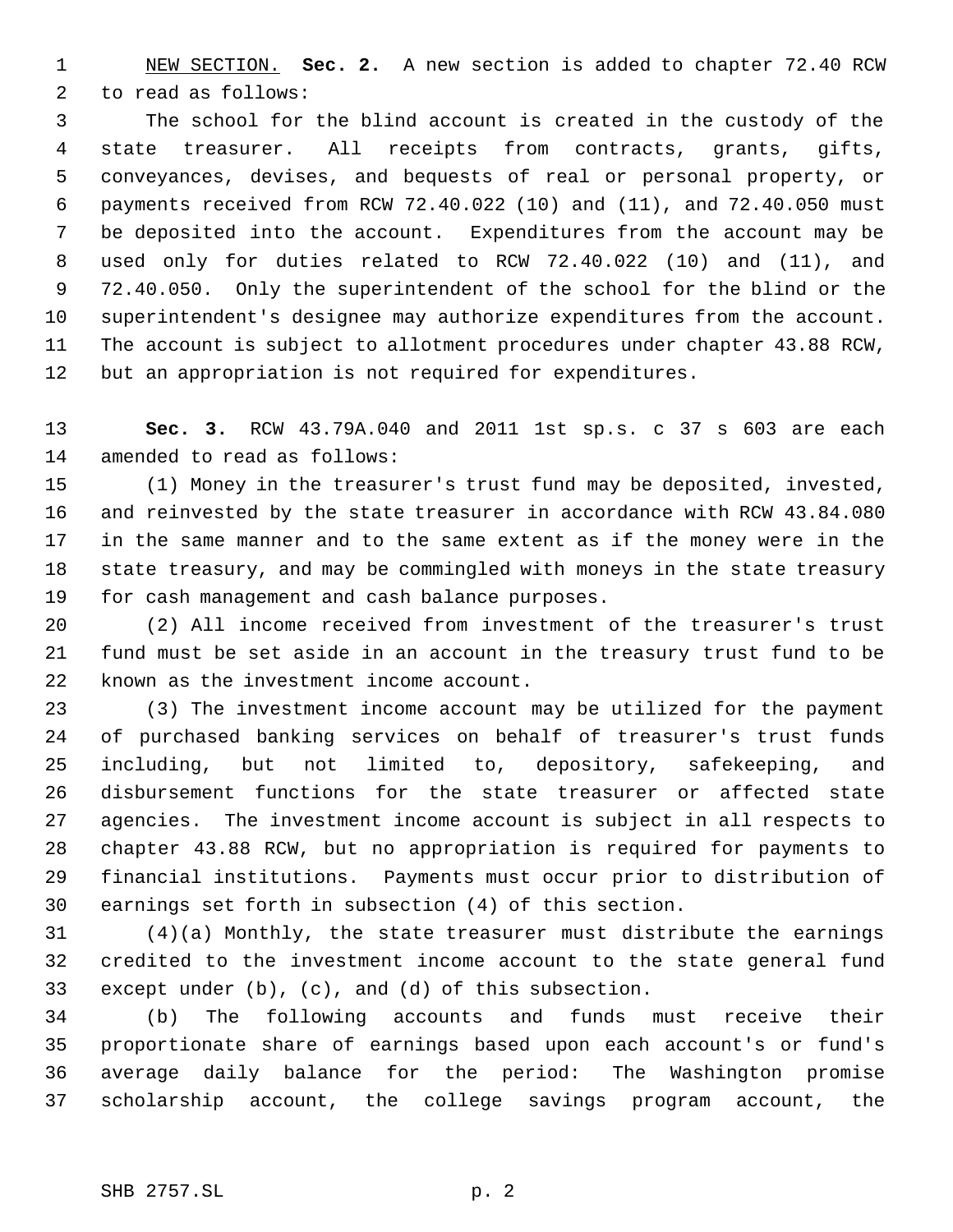NEW SECTION. **Sec. 2.** A new section is added to chapter 72.40 RCW to read as follows:

The school for the blind account is created in the custody of the state treasurer. All receipts from contracts, grants, gifts, conveyances, devises, and bequests of real or personal property, or payments received from RCW 72.40.022 (10) and (11), and 72.40.050 must be deposited into the account. Expenditures from the account may be used only for duties related to RCW 72.40.022 (10) and (11), and 72.40.050. Only the superintendent of the school for the blind or the superintendent's designee may authorize expenditures from the account. The account is subject to allotment procedures under chapter 43.88 RCW, but an appropriation is not required for expenditures.

**Sec. 3.** RCW 43.79A.040 and 2011 1st sp.s. c 37 s 603 are each amended to read as follows:

(1) Money in the treasurer's trust fund may be deposited, invested, and reinvested by the state treasurer in accordance with RCW 43.84.080 in the same manner and to the same extent as if the money were in the state treasury, and may be commingled with moneys in the state treasury for cash management and cash balance purposes.

(2) All income received from investment of the treasurer's trust fund must be set aside in an account in the treasury trust fund to be known as the investment income account.

(3) The investment income account may be utilized for the payment of purchased banking services on behalf of treasurer's trust funds including, but not limited to, depository, safekeeping, and disbursement functions for the state treasurer or affected state agencies. The investment income account is subject in all respects to chapter 43.88 RCW, but no appropriation is required for payments to financial institutions. Payments must occur prior to distribution of earnings set forth in subsection (4) of this section.

(4)(a) Monthly, the state treasurer must distribute the earnings credited to the investment income account to the state general fund except under (b), (c), and (d) of this subsection.

(b) The following accounts and funds must receive their proportionate share of earnings based upon each account's or fund's average daily balance for the period: The Washington promise scholarship account, the college savings program account, the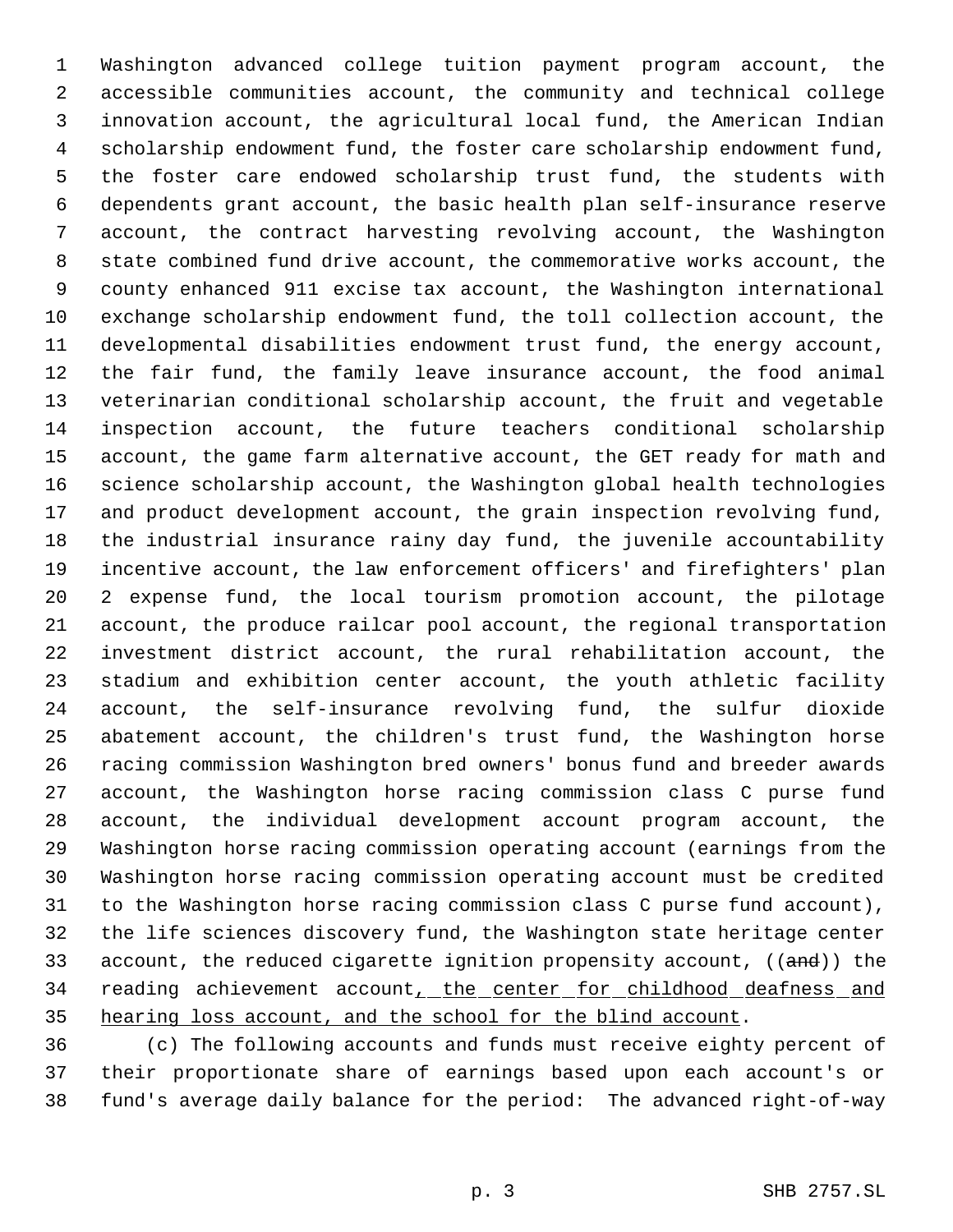Washington advanced college tuition payment program account, the accessible communities account, the community and technical college innovation account, the agricultural local fund, the American Indian scholarship endowment fund, the foster care scholarship endowment fund, the foster care endowed scholarship trust fund, the students with dependents grant account, the basic health plan self-insurance reserve account, the contract harvesting revolving account, the Washington state combined fund drive account, the commemorative works account, the county enhanced 911 excise tax account, the Washington international exchange scholarship endowment fund, the toll collection account, the developmental disabilities endowment trust fund, the energy account, the fair fund, the family leave insurance account, the food animal veterinarian conditional scholarship account, the fruit and vegetable inspection account, the future teachers conditional scholarship account, the game farm alternative account, the GET ready for math and science scholarship account, the Washington global health technologies and product development account, the grain inspection revolving fund, the industrial insurance rainy day fund, the juvenile accountability incentive account, the law enforcement officers' and firefighters' plan 2 expense fund, the local tourism promotion account, the pilotage account, the produce railcar pool account, the regional transportation investment district account, the rural rehabilitation account, the stadium and exhibition center account, the youth athletic facility account, the self-insurance revolving fund, the sulfur dioxide abatement account, the children's trust fund, the Washington horse racing commission Washington bred owners' bonus fund and breeder awards account, the Washington horse racing commission class C purse fund account, the individual development account program account, the Washington horse racing commission operating account (earnings from the Washington horse racing commission operating account must be credited to the Washington horse racing commission class C purse fund account), the life sciences discovery fund, the Washington state heritage center account, the reduced cigarette ignition propensity account, ((~~and~~)) the reading achievement account<u>, the center for childhood deafness and hearing loss account, and the school for the blind account</u>.

(c) The following accounts and funds must receive eighty percent of their proportionate share of earnings based upon each account's or fund's average daily balance for the period: The advanced right-of-way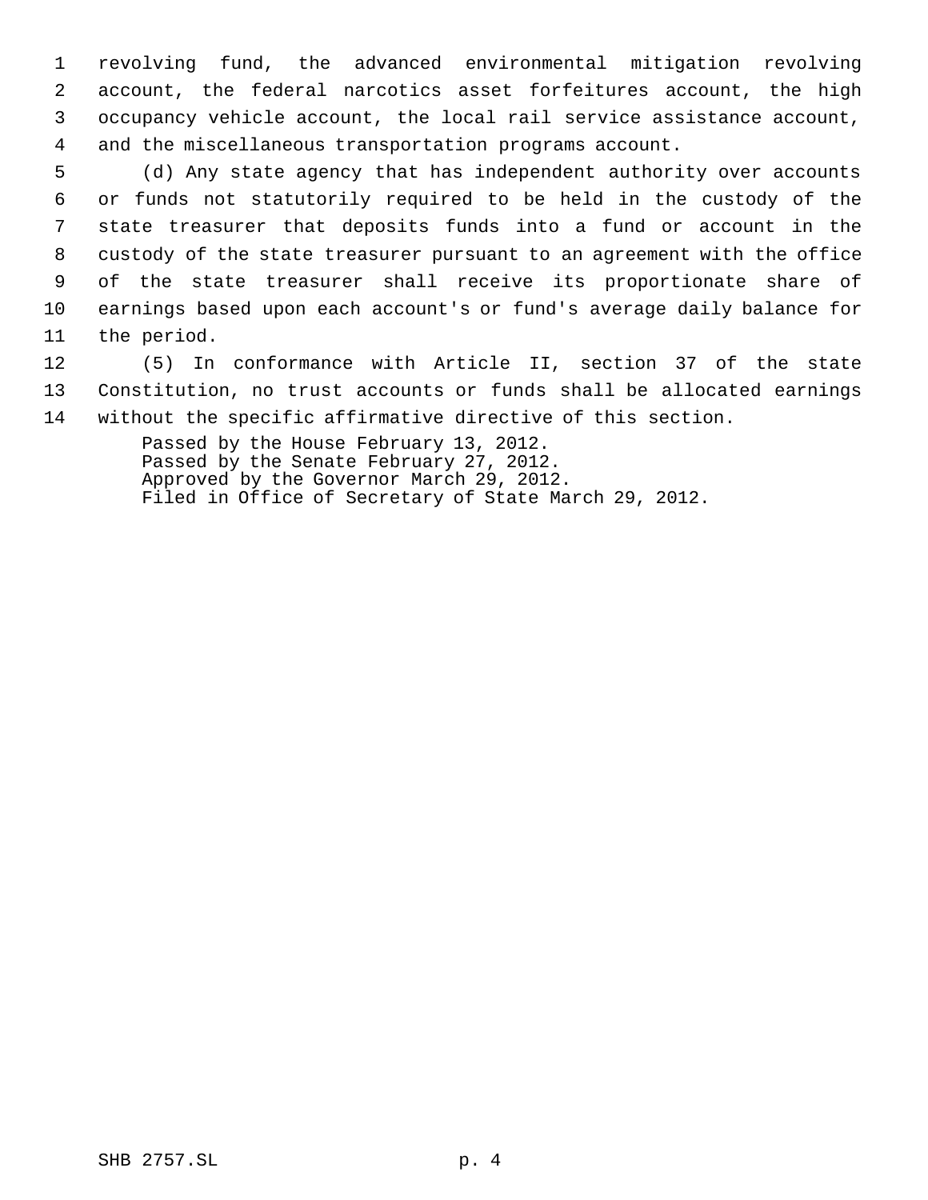revolving fund, the advanced environmental mitigation revolving account, the federal narcotics asset forfeitures account, the high occupancy vehicle account, the local rail service assistance account, and the miscellaneous transportation programs account.

(d) Any state agency that has independent authority over accounts or funds not statutorily required to be held in the custody of the state treasurer that deposits funds into a fund or account in the custody of the state treasurer pursuant to an agreement with the office of the state treasurer shall receive its proportionate share of earnings based upon each account's or fund's average daily balance for the period.

(5) In conformance with Article II, section 37 of the state Constitution, no trust accounts or funds shall be allocated earnings without the specific affirmative directive of this section.

Passed by the House February 13, 2012.
Passed by the Senate February 27, 2012.
Approved by the Governor March 29, 2012.
Filed in Office of Secretary of State March 29, 2012.